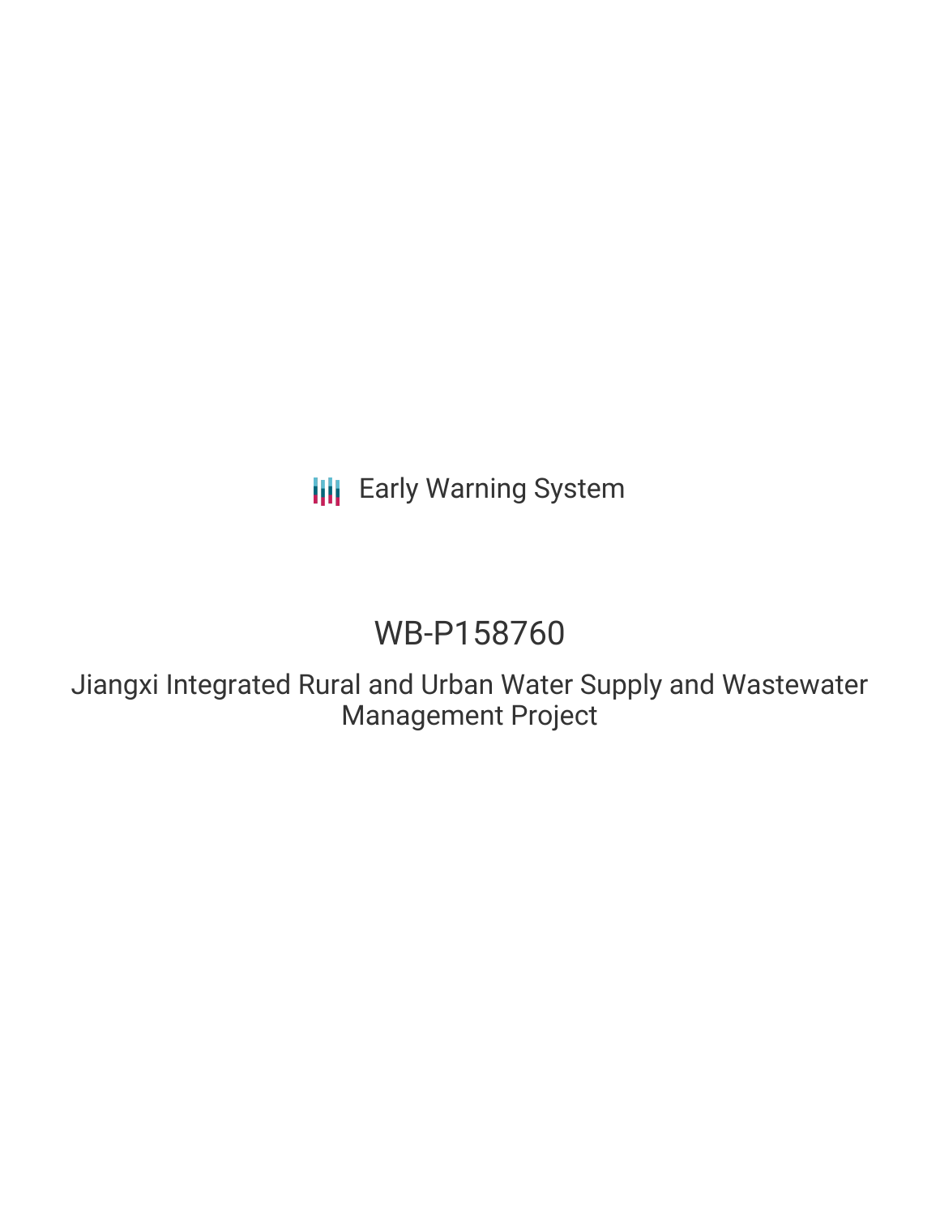Early Warning System

# WB-P158760

## Jiangxi Integrated Rural and Urban Water Supply and Wastewater Management Project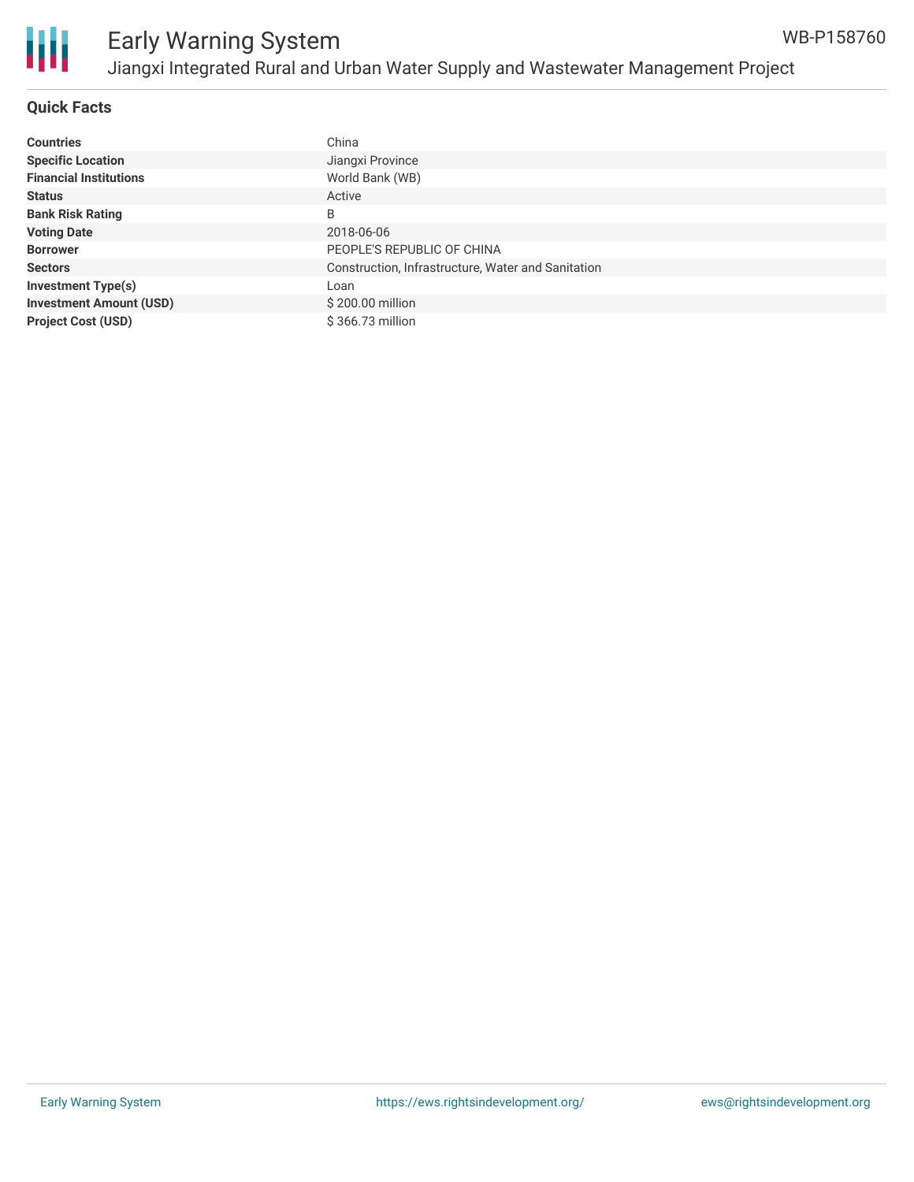## Quick Facts

| | |
|---|---|
| **Countries** | China |
| **Specific Location** | Jiangxi Province |
| **Financial Institutions** | World Bank (WB) |
| **Status** | Active |
| **Bank Risk Rating** | B |
| **Voting Date** | 2018-06-06 |
| **Borrower** | PEOPLE'S REPUBLIC OF CHINA |
| **Sectors** | Construction, Infrastructure, Water and Sanitation |
| **Investment Type(s)** | Loan |
| **Investment Amount (USD)** | $ 200.00 million |
| **Project Cost (USD)** | $ 366.73 million |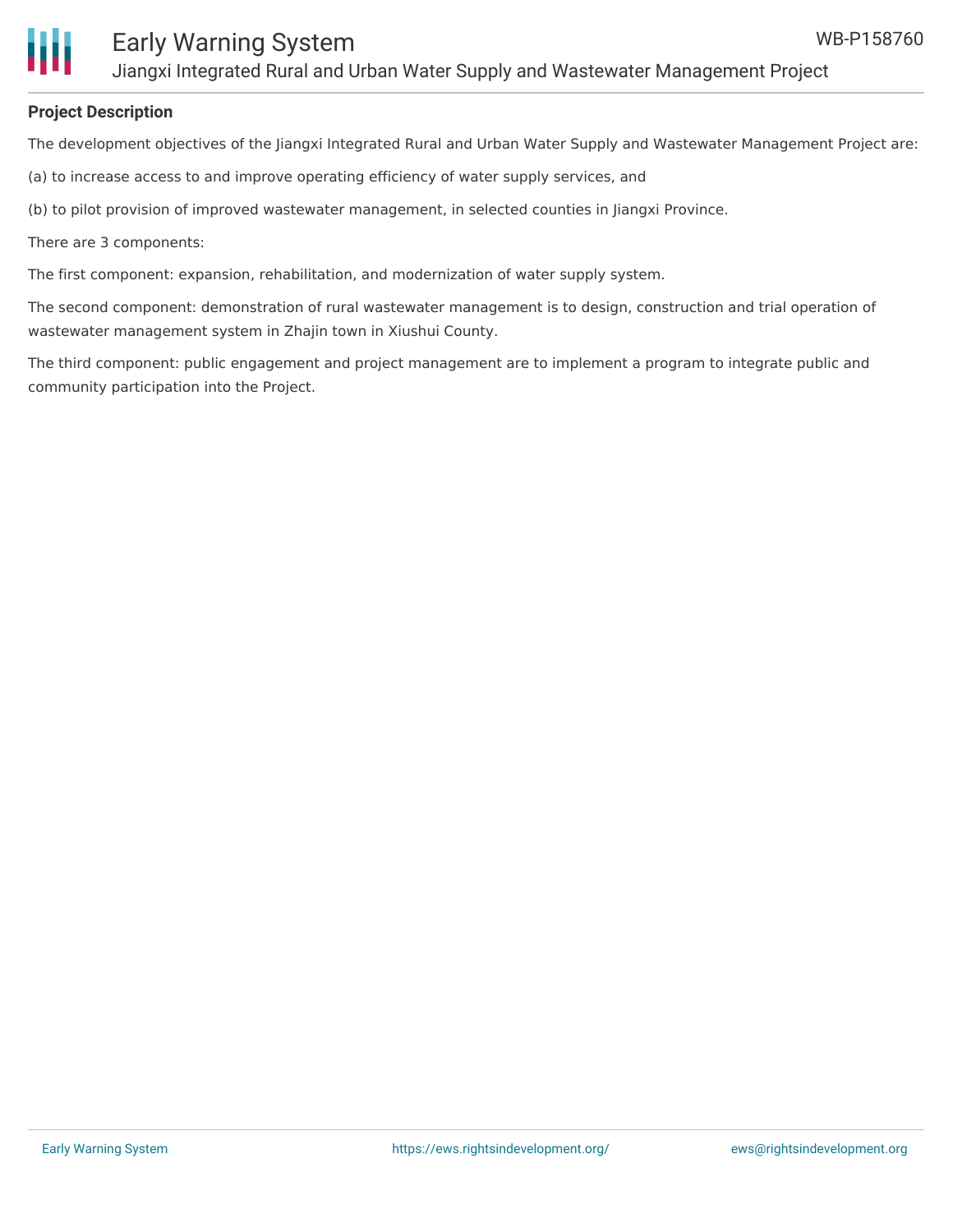## Project Description

The development objectives of the Jiangxi Integrated Rural and Urban Water Supply and Wastewater Management Project are:

(a) to increase access to and improve operating efficiency of water supply services, and

(b) to pilot provision of improved wastewater management, in selected counties in Jiangxi Province.

There are 3 components:

The first component: expansion, rehabilitation, and modernization of water supply system.

The second component: demonstration of rural wastewater management is to design, construction and trial operation of wastewater management system in Zhajin town in Xiushui County.

The third component: public engagement and project management are to implement a program to integrate public and community participation into the Project.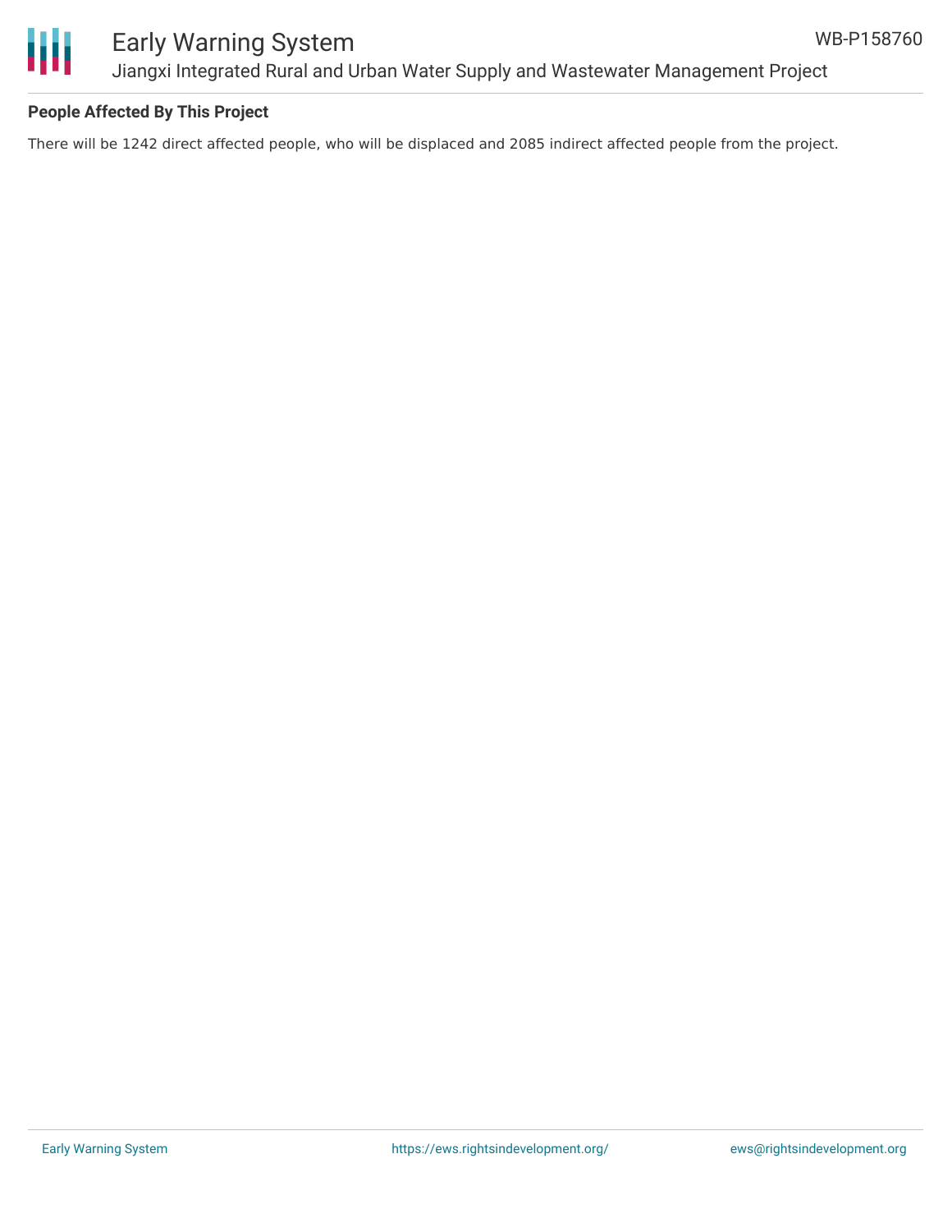**People Affected By This Project**

There will be 1242 direct affected people, who will be displaced and 2085 indirect affected people from the project.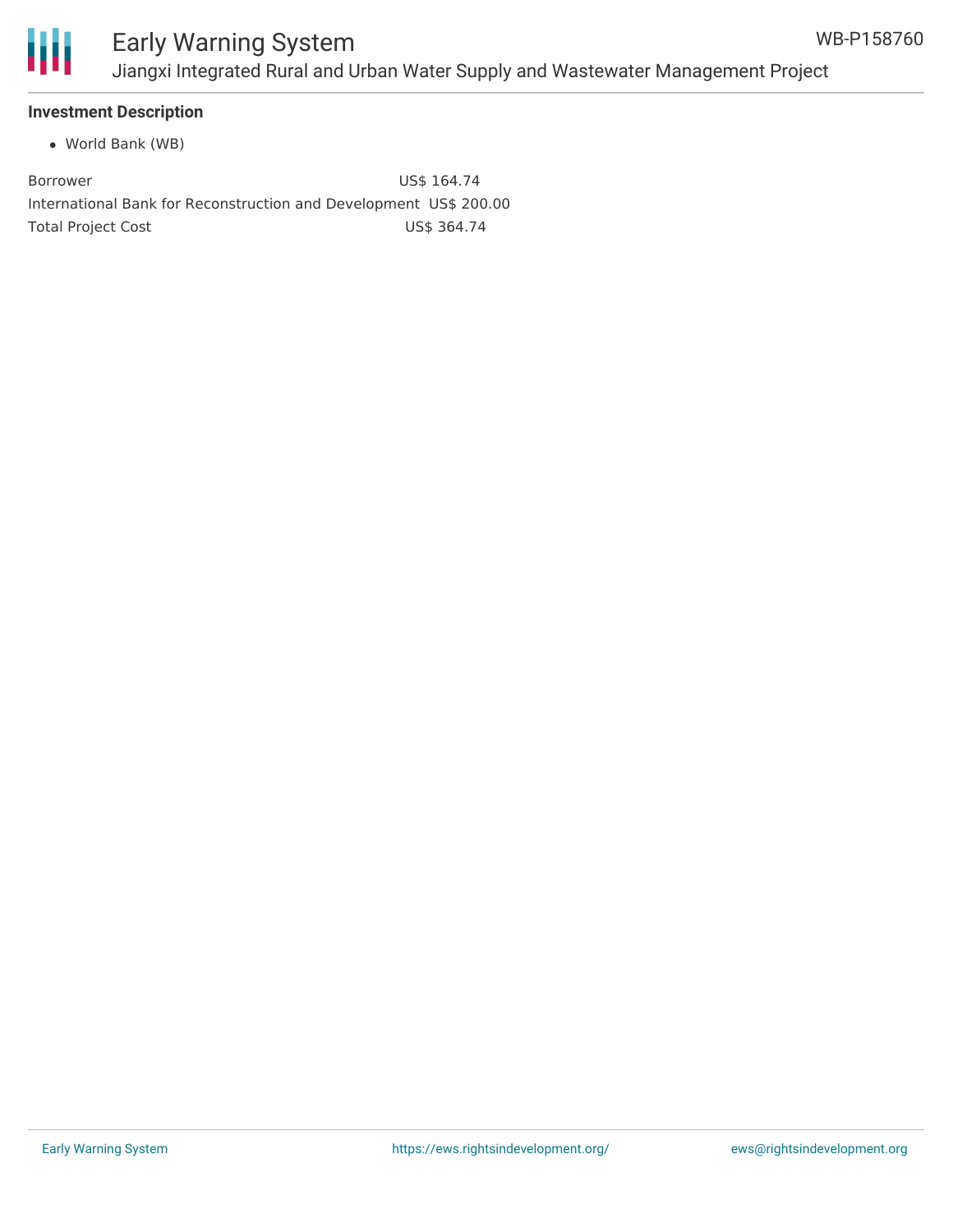**Investment Description**

- World Bank (WB)

| | |
|---|---|
| Borrower | US$ 164.74 |
| International Bank for Reconstruction and Development | US$ 200.00 |
| Total Project Cost | US$ 364.74 |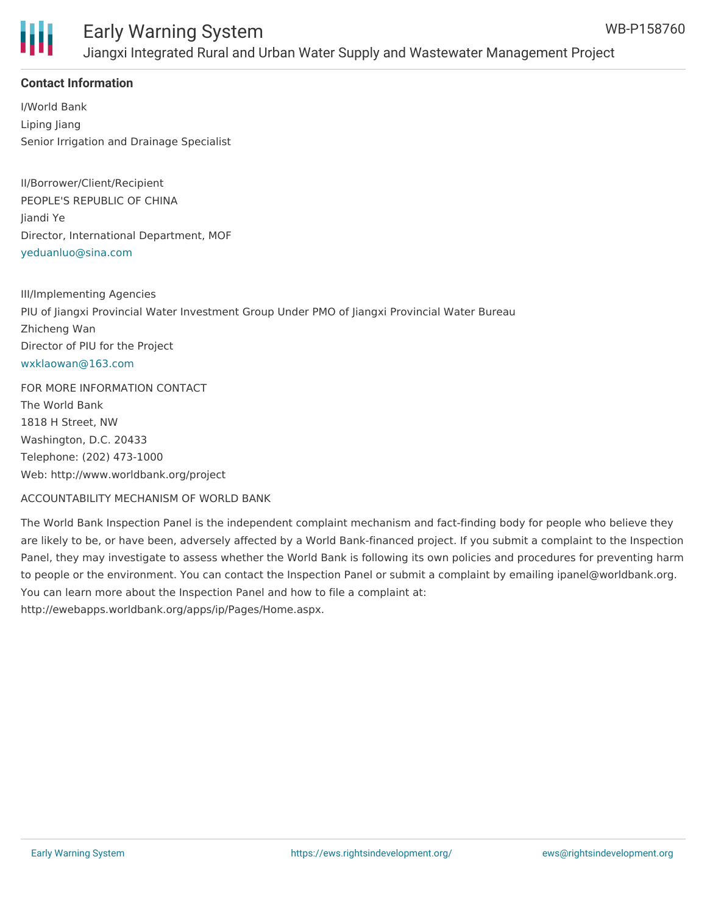## Contact Information

I/World Bank
Liping Jiang
Senior Irrigation and Drainage Specialist

II/Borrower/Client/Recipient
PEOPLE'S REPUBLIC OF CHINA
Jiandi Ye
Director, International Department, MOF
yeduanluo@sina.com

III/Implementing Agencies
PIU of Jiangxi Provincial Water Investment Group Under PMO of Jiangxi Provincial Water Bureau
Zhicheng Wan
Director of PIU for the Project
wxklaowan@163.com

FOR MORE INFORMATION CONTACT
The World Bank
1818 H Street, NW
Washington, D.C. 20433
Telephone: (202) 473-1000
Web: http://www.worldbank.org/project

ACCOUNTABILITY MECHANISM OF WORLD BANK

The World Bank Inspection Panel is the independent complaint mechanism and fact-finding body for people who believe they are likely to be, or have been, adversely affected by a World Bank-financed project. If you submit a complaint to the Inspection Panel, they may investigate to assess whether the World Bank is following its own policies and procedures for preventing harm to people or the environment. You can contact the Inspection Panel or submit a complaint by emailing ipanel@worldbank.org. You can learn more about the Inspection Panel and how to file a complaint at: http://ewebapps.worldbank.org/apps/ip/Pages/Home.aspx.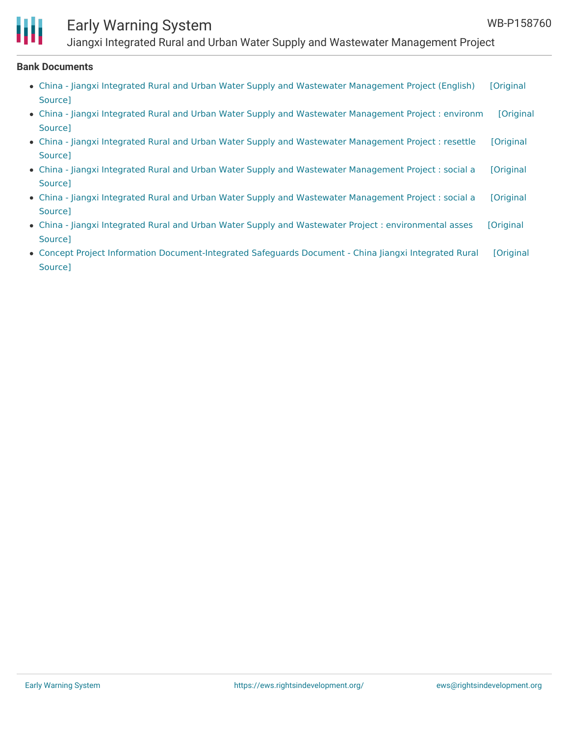**Bank Documents**

- China - Jiangxi Integrated Rural and Urban Water Supply and Wastewater Management Project (English) [Original Source]
- China - Jiangxi Integrated Rural and Urban Water Supply and Wastewater Management Project : environm [Original Source]
- China - Jiangxi Integrated Rural and Urban Water Supply and Wastewater Management Project : resettle [Original Source]
- China - Jiangxi Integrated Rural and Urban Water Supply and Wastewater Management Project : social a [Original Source]
- China - Jiangxi Integrated Rural and Urban Water Supply and Wastewater Management Project : social a [Original Source]
- China - Jiangxi Integrated Rural and Urban Water Supply and Wastewater Project : environmental asses [Original Source]
- Concept Project Information Document-Integrated Safeguards Document - China Jiangxi Integrated Rural [Original Source]